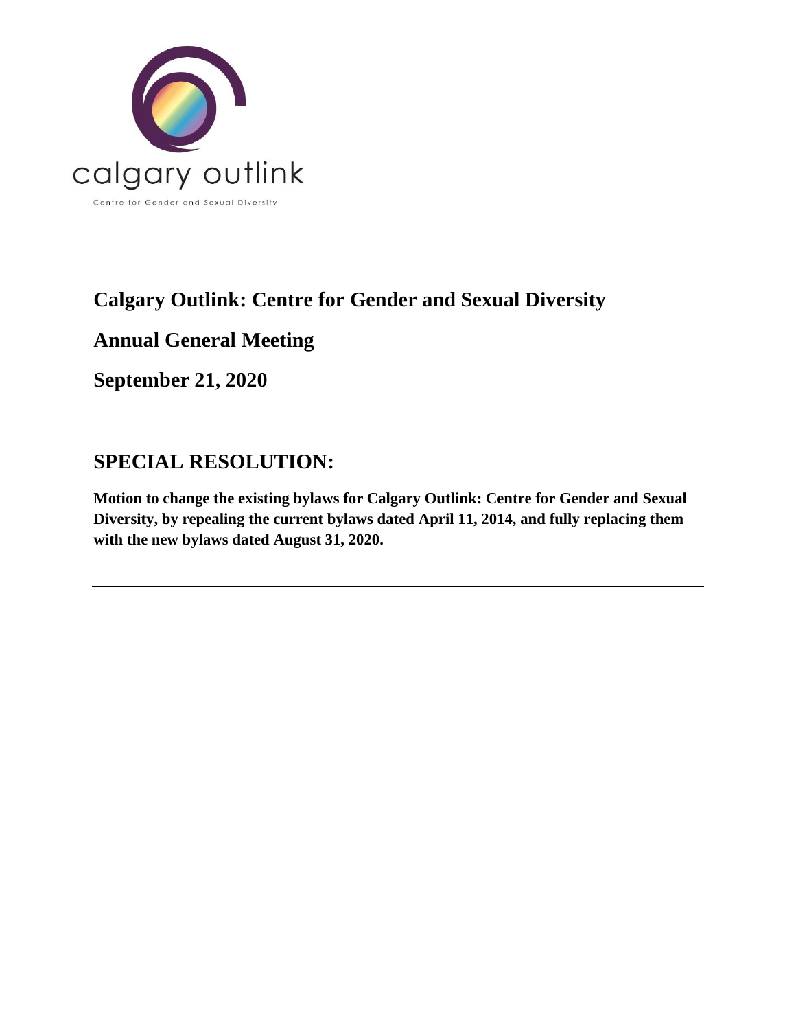calgary outlink

Centre for Gender and Sexual Diversity

# Calgary Outlink: Centre for Gender and Sexual Diversity

# Annual General Meeting

# September 21, 2020

## SPECIAL RESOLUTION:

**Motion to change the existing bylaws for Calgary Outlink: Centre for Gender and Sexual Diversity, by repealing the current bylaws dated April 11, 2014, and fully replacing them with the new bylaws dated August 31, 2020.**

---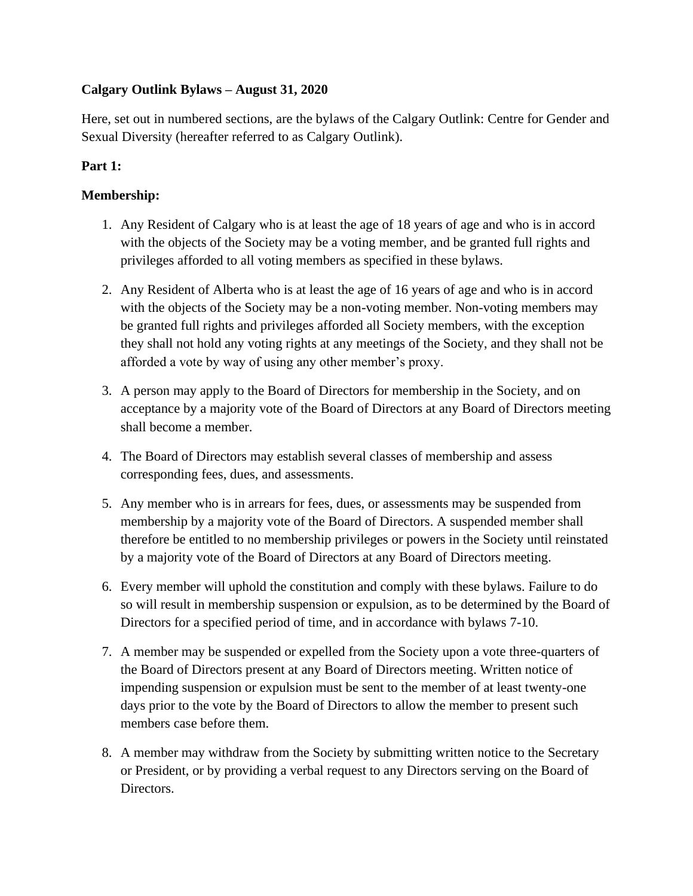**Calgary Outlink Bylaws – August 31, 2020**

Here, set out in numbered sections, are the bylaws of the Calgary Outlink: Centre for Gender and Sexual Diversity (hereafter referred to as Calgary Outlink).

**Part 1:**

**Membership:**

1. Any Resident of Calgary who is at least the age of 18 years of age and who is in accord with the objects of the Society may be a voting member, and be granted full rights and privileges afforded to all voting members as specified in these bylaws.

2. Any Resident of Alberta who is at least the age of 16 years of age and who is in accord with the objects of the Society may be a non-voting member. Non-voting members may be granted full rights and privileges afforded all Society members, with the exception they shall not hold any voting rights at any meetings of the Society, and they shall not be afforded a vote by way of using any other member's proxy.

3. A person may apply to the Board of Directors for membership in the Society, and on acceptance by a majority vote of the Board of Directors at any Board of Directors meeting shall become a member.

4. The Board of Directors may establish several classes of membership and assess corresponding fees, dues, and assessments.

5. Any member who is in arrears for fees, dues, or assessments may be suspended from membership by a majority vote of the Board of Directors. A suspended member shall therefore be entitled to no membership privileges or powers in the Society until reinstated by a majority vote of the Board of Directors at any Board of Directors meeting.

6. Every member will uphold the constitution and comply with these bylaws. Failure to do so will result in membership suspension or expulsion, as to be determined by the Board of Directors for a specified period of time, and in accordance with bylaws 7-10.

7. A member may be suspended or expelled from the Society upon a vote three-quarters of the Board of Directors present at any Board of Directors meeting. Written notice of impending suspension or expulsion must be sent to the member of at least twenty-one days prior to the vote by the Board of Directors to allow the member to present such members case before them.

8. A member may withdraw from the Society by submitting written notice to the Secretary or President, or by providing a verbal request to any Directors serving on the Board of Directors.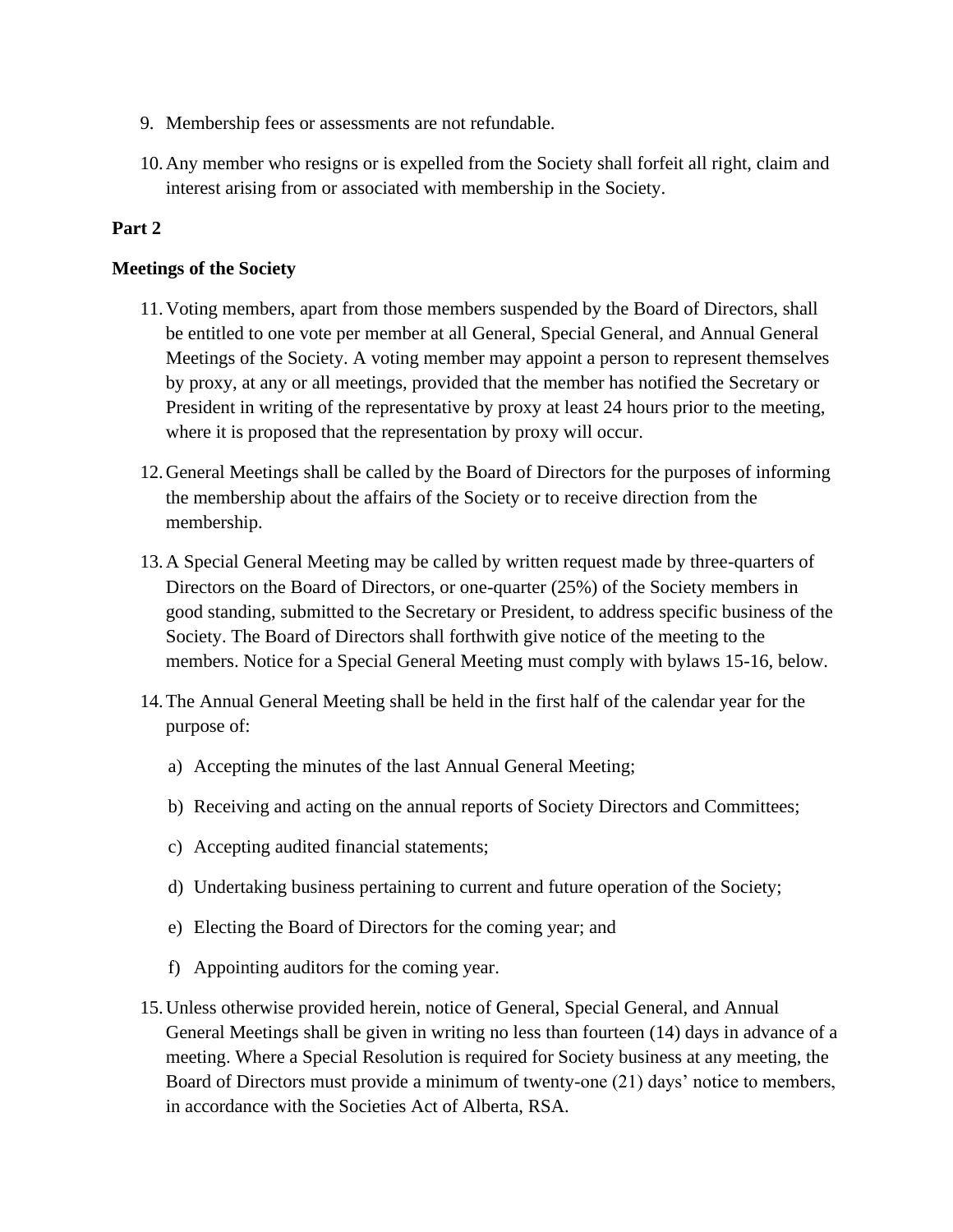9. Membership fees or assessments are not refundable.

10. Any member who resigns or is expelled from the Society shall forfeit all right, claim and interest arising from or associated with membership in the Society.

**Part 2**

**Meetings of the Society**

11. Voting members, apart from those members suspended by the Board of Directors, shall be entitled to one vote per member at all General, Special General, and Annual General Meetings of the Society. A voting member may appoint a person to represent themselves by proxy, at any or all meetings, provided that the member has notified the Secretary or President in writing of the representative by proxy at least 24 hours prior to the meeting, where it is proposed that the representation by proxy will occur.

12. General Meetings shall be called by the Board of Directors for the purposes of informing the membership about the affairs of the Society or to receive direction from the membership.

13. A Special General Meeting may be called by written request made by three-quarters of Directors on the Board of Directors, or one-quarter (25%) of the Society members in good standing, submitted to the Secretary or President, to address specific business of the Society. The Board of Directors shall forthwith give notice of the meeting to the members. Notice for a Special General Meeting must comply with bylaws 15-16, below.

14. The Annual General Meeting shall be held in the first half of the calendar year for the purpose of:

    a) Accepting the minutes of the last Annual General Meeting;

    b) Receiving and acting on the annual reports of Society Directors and Committees;

    c) Accepting audited financial statements;

    d) Undertaking business pertaining to current and future operation of the Society;

    e) Electing the Board of Directors for the coming year; and

    f) Appointing auditors for the coming year.

15. Unless otherwise provided herein, notice of General, Special General, and Annual General Meetings shall be given in writing no less than fourteen (14) days in advance of a meeting. Where a Special Resolution is required for Society business at any meeting, the Board of Directors must provide a minimum of twenty-one (21) days' notice to members, in accordance with the Societies Act of Alberta, RSA.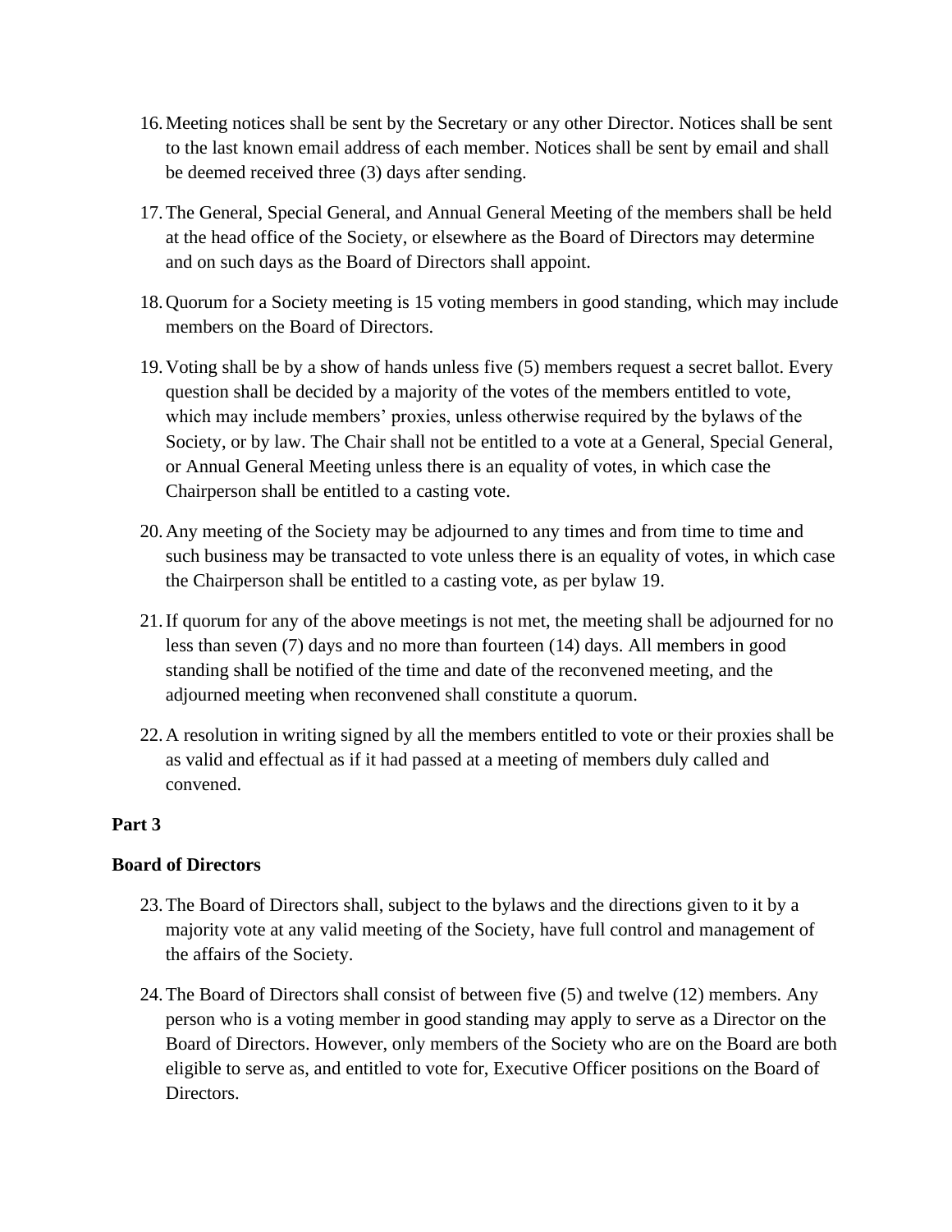16. Meeting notices shall be sent by the Secretary or any other Director. Notices shall be sent to the last known email address of each member. Notices shall be sent by email and shall be deemed received three (3) days after sending.

17. The General, Special General, and Annual General Meeting of the members shall be held at the head office of the Society, or elsewhere as the Board of Directors may determine and on such days as the Board of Directors shall appoint.

18. Quorum for a Society meeting is 15 voting members in good standing, which may include members on the Board of Directors.

19. Voting shall be by a show of hands unless five (5) members request a secret ballot. Every question shall be decided by a majority of the votes of the members entitled to vote, which may include members' proxies, unless otherwise required by the bylaws of the Society, or by law. The Chair shall not be entitled to a vote at a General, Special General, or Annual General Meeting unless there is an equality of votes, in which case the Chairperson shall be entitled to a casting vote.

20. Any meeting of the Society may be adjourned to any times and from time to time and such business may be transacted to vote unless there is an equality of votes, in which case the Chairperson shall be entitled to a casting vote, as per bylaw 19.

21. If quorum for any of the above meetings is not met, the meeting shall be adjourned for no less than seven (7) days and no more than fourteen (14) days. All members in good standing shall be notified of the time and date of the reconvened meeting, and the adjourned meeting when reconvened shall constitute a quorum.

22. A resolution in writing signed by all the members entitled to vote or their proxies shall be as valid and effectual as if it had passed at a meeting of members duly called and convened.

**Part 3**

**Board of Directors**

23. The Board of Directors shall, subject to the bylaws and the directions given to it by a majority vote at any valid meeting of the Society, have full control and management of the affairs of the Society.

24. The Board of Directors shall consist of between five (5) and twelve (12) members. Any person who is a voting member in good standing may apply to serve as a Director on the Board of Directors. However, only members of the Society who are on the Board are both eligible to serve as, and entitled to vote for, Executive Officer positions on the Board of Directors.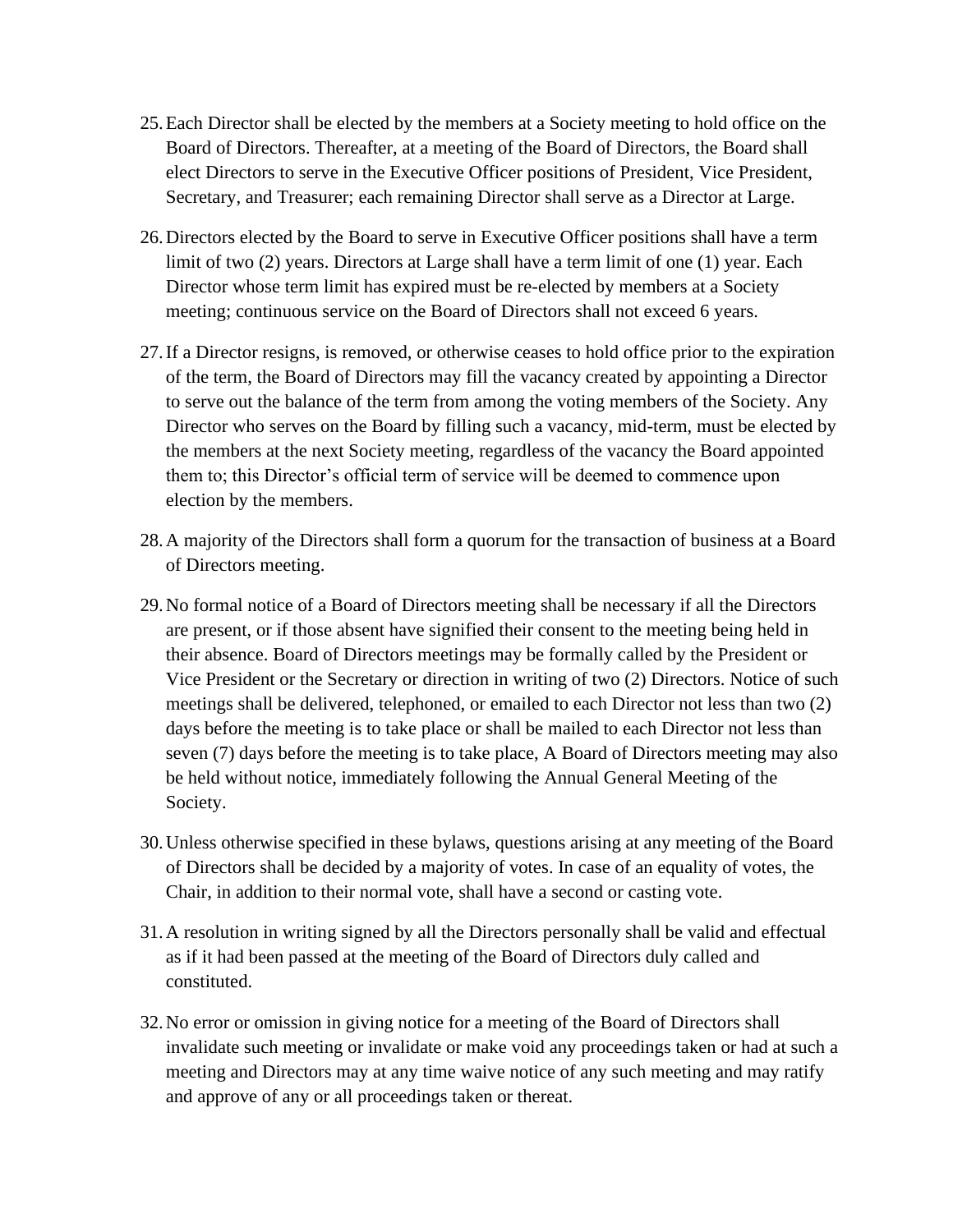25. Each Director shall be elected by the members at a Society meeting to hold office on the Board of Directors. Thereafter, at a meeting of the Board of Directors, the Board shall elect Directors to serve in the Executive Officer positions of President, Vice President, Secretary, and Treasurer; each remaining Director shall serve as a Director at Large.

26. Directors elected by the Board to serve in Executive Officer positions shall have a term limit of two (2) years. Directors at Large shall have a term limit of one (1) year. Each Director whose term limit has expired must be re-elected by members at a Society meeting; continuous service on the Board of Directors shall not exceed 6 years.

27. If a Director resigns, is removed, or otherwise ceases to hold office prior to the expiration of the term, the Board of Directors may fill the vacancy created by appointing a Director to serve out the balance of the term from among the voting members of the Society. Any Director who serves on the Board by filling such a vacancy, mid-term, must be elected by the members at the next Society meeting, regardless of the vacancy the Board appointed them to; this Director's official term of service will be deemed to commence upon election by the members.

28. A majority of the Directors shall form a quorum for the transaction of business at a Board of Directors meeting.

29. No formal notice of a Board of Directors meeting shall be necessary if all the Directors are present, or if those absent have signified their consent to the meeting being held in their absence. Board of Directors meetings may be formally called by the President or Vice President or the Secretary or direction in writing of two (2) Directors. Notice of such meetings shall be delivered, telephoned, or emailed to each Director not less than two (2) days before the meeting is to take place or shall be mailed to each Director not less than seven (7) days before the meeting is to take place, A Board of Directors meeting may also be held without notice, immediately following the Annual General Meeting of the Society.

30. Unless otherwise specified in these bylaws, questions arising at any meeting of the Board of Directors shall be decided by a majority of votes. In case of an equality of votes, the Chair, in addition to their normal vote, shall have a second or casting vote.

31. A resolution in writing signed by all the Directors personally shall be valid and effectual as if it had been passed at the meeting of the Board of Directors duly called and constituted.

32. No error or omission in giving notice for a meeting of the Board of Directors shall invalidate such meeting or invalidate or make void any proceedings taken or had at such a meeting and Directors may at any time waive notice of any such meeting and may ratify and approve of any or all proceedings taken or thereat.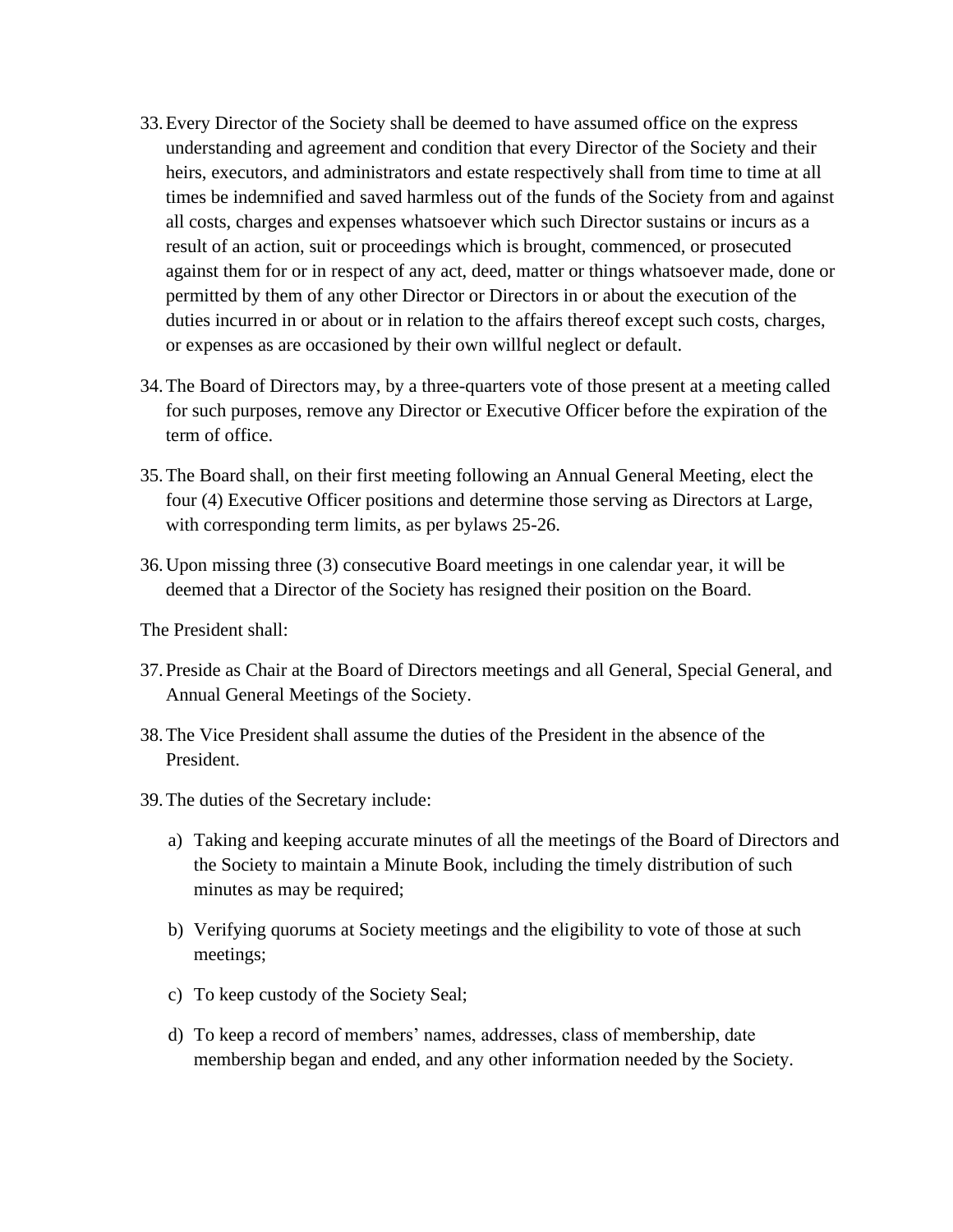33. Every Director of the Society shall be deemed to have assumed office on the express understanding and agreement and condition that every Director of the Society and their heirs, executors, and administrators and estate respectively shall from time to time at all times be indemnified and saved harmless out of the funds of the Society from and against all costs, charges and expenses whatsoever which such Director sustains or incurs as a result of an action, suit or proceedings which is brought, commenced, or prosecuted against them for or in respect of any act, deed, matter or things whatsoever made, done or permitted by them of any other Director or Directors in or about the execution of the duties incurred in or about or in relation to the affairs thereof except such costs, charges, or expenses as are occasioned by their own willful neglect or default.

34. The Board of Directors may, by a three-quarters vote of those present at a meeting called for such purposes, remove any Director or Executive Officer before the expiration of the term of office.

35. The Board shall, on their first meeting following an Annual General Meeting, elect the four (4) Executive Officer positions and determine those serving as Directors at Large, with corresponding term limits, as per bylaws 25-26.

36. Upon missing three (3) consecutive Board meetings in one calendar year, it will be deemed that a Director of the Society has resigned their position on the Board.

The President shall:

37. Preside as Chair at the Board of Directors meetings and all General, Special General, and Annual General Meetings of the Society.

38. The Vice President shall assume the duties of the President in the absence of the President.

39. The duties of the Secretary include:

    a) Taking and keeping accurate minutes of all the meetings of the Board of Directors and the Society to maintain a Minute Book, including the timely distribution of such minutes as may be required;

    b) Verifying quorums at Society meetings and the eligibility to vote of those at such meetings;

    c) To keep custody of the Society Seal;

    d) To keep a record of members' names, addresses, class of membership, date membership began and ended, and any other information needed by the Society.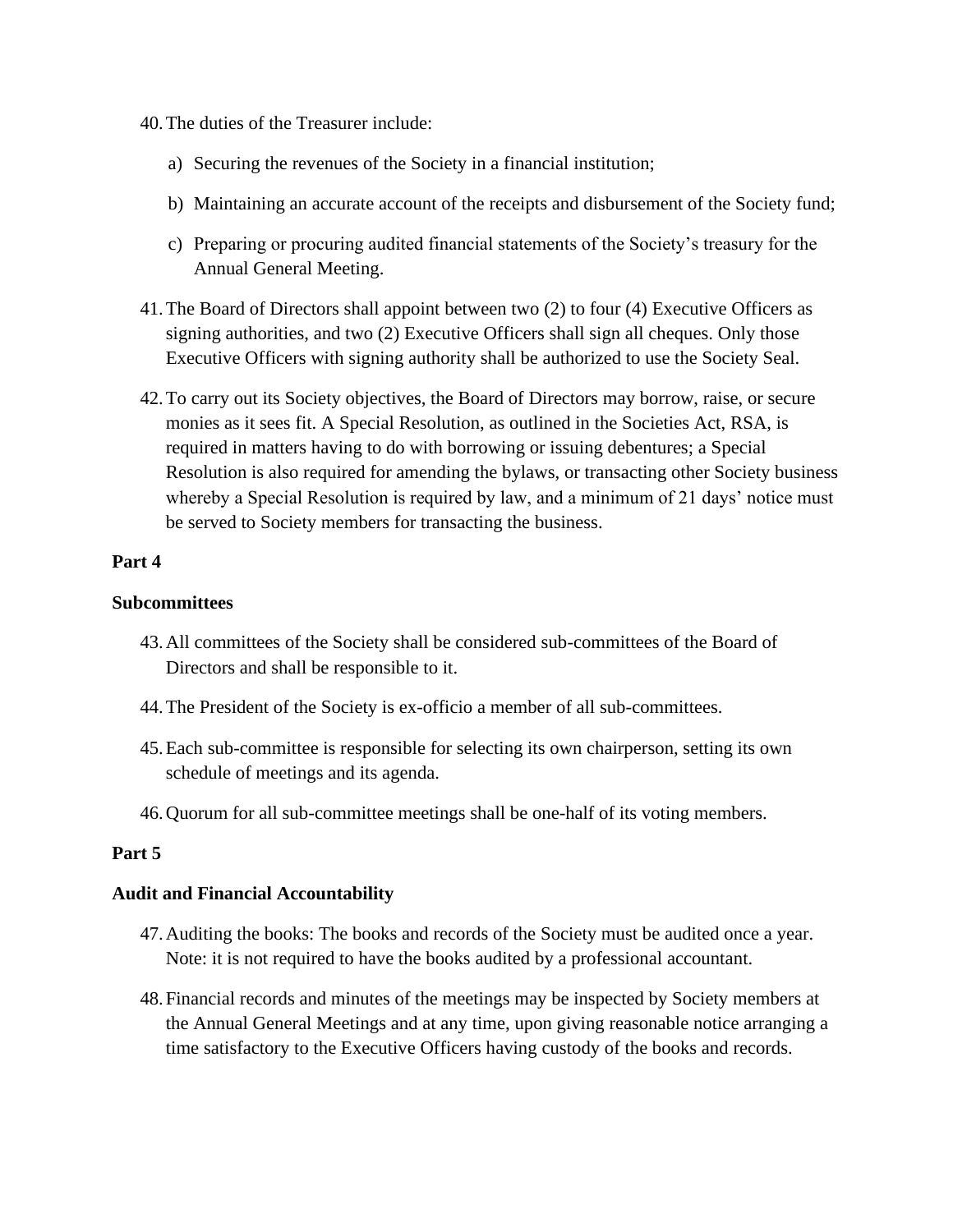40. The duties of the Treasurer include:

    a) Securing the revenues of the Society in a financial institution;

    b) Maintaining an accurate account of the receipts and disbursement of the Society fund;

    c) Preparing or procuring audited financial statements of the Society's treasury for the Annual General Meeting.

41. The Board of Directors shall appoint between two (2) to four (4) Executive Officers as signing authorities, and two (2) Executive Officers shall sign all cheques. Only those Executive Officers with signing authority shall be authorized to use the Society Seal.

42. To carry out its Society objectives, the Board of Directors may borrow, raise, or secure monies as it sees fit. A Special Resolution, as outlined in the Societies Act, RSA, is required in matters having to do with borrowing or issuing debentures; a Special Resolution is also required for amending the bylaws, or transacting other Society business whereby a Special Resolution is required by law, and a minimum of 21 days' notice must be served to Society members for transacting the business.

**Part 4**

**Subcommittees**

43. All committees of the Society shall be considered sub-committees of the Board of Directors and shall be responsible to it.

44. The President of the Society is ex-officio a member of all sub-committees.

45. Each sub-committee is responsible for selecting its own chairperson, setting its own schedule of meetings and its agenda.

46. Quorum for all sub-committee meetings shall be one-half of its voting members.

**Part 5**

**Audit and Financial Accountability**

47. Auditing the books: The books and records of the Society must be audited once a year. Note: it is not required to have the books audited by a professional accountant.

48. Financial records and minutes of the meetings may be inspected by Society members at the Annual General Meetings and at any time, upon giving reasonable notice arranging a time satisfactory to the Executive Officers having custody of the books and records.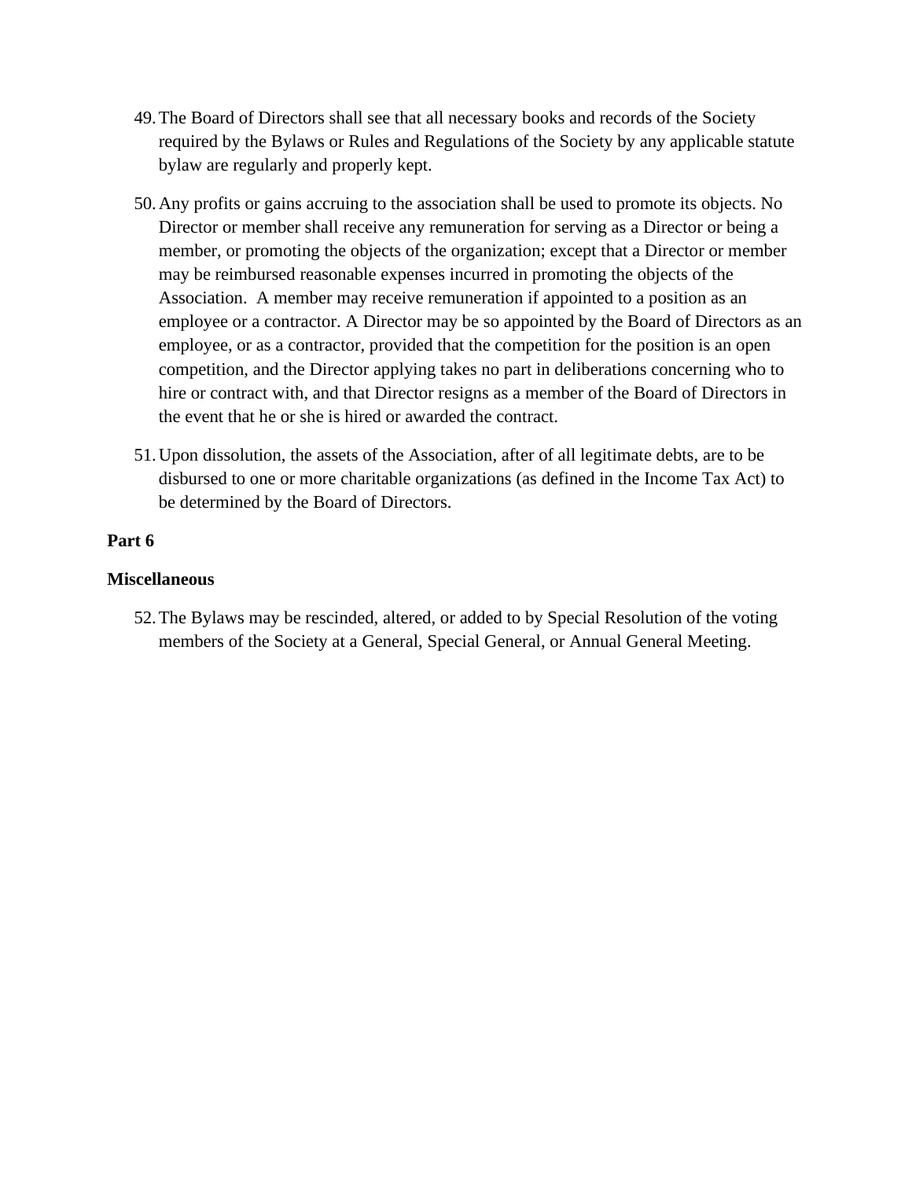49. The Board of Directors shall see that all necessary books and records of the Society required by the Bylaws or Rules and Regulations of the Society by any applicable statute bylaw are regularly and properly kept.

50. Any profits or gains accruing to the association shall be used to promote its objects. No Director or member shall receive any remuneration for serving as a Director or being a member, or promoting the objects of the organization; except that a Director or member may be reimbursed reasonable expenses incurred in promoting the objects of the Association. A member may receive remuneration if appointed to a position as an employee or a contractor. A Director may be so appointed by the Board of Directors as an employee, or as a contractor, provided that the competition for the position is an open competition, and the Director applying takes no part in deliberations concerning who to hire or contract with, and that Director resigns as a member of the Board of Directors in the event that he or she is hired or awarded the contract.

51. Upon dissolution, the assets of the Association, after of all legitimate debts, are to be disbursed to one or more charitable organizations (as defined in the Income Tax Act) to be determined by the Board of Directors.

**Part 6**

**Miscellaneous**

52. The Bylaws may be rescinded, altered, or added to by Special Resolution of the voting members of the Society at a General, Special General, or Annual General Meeting.